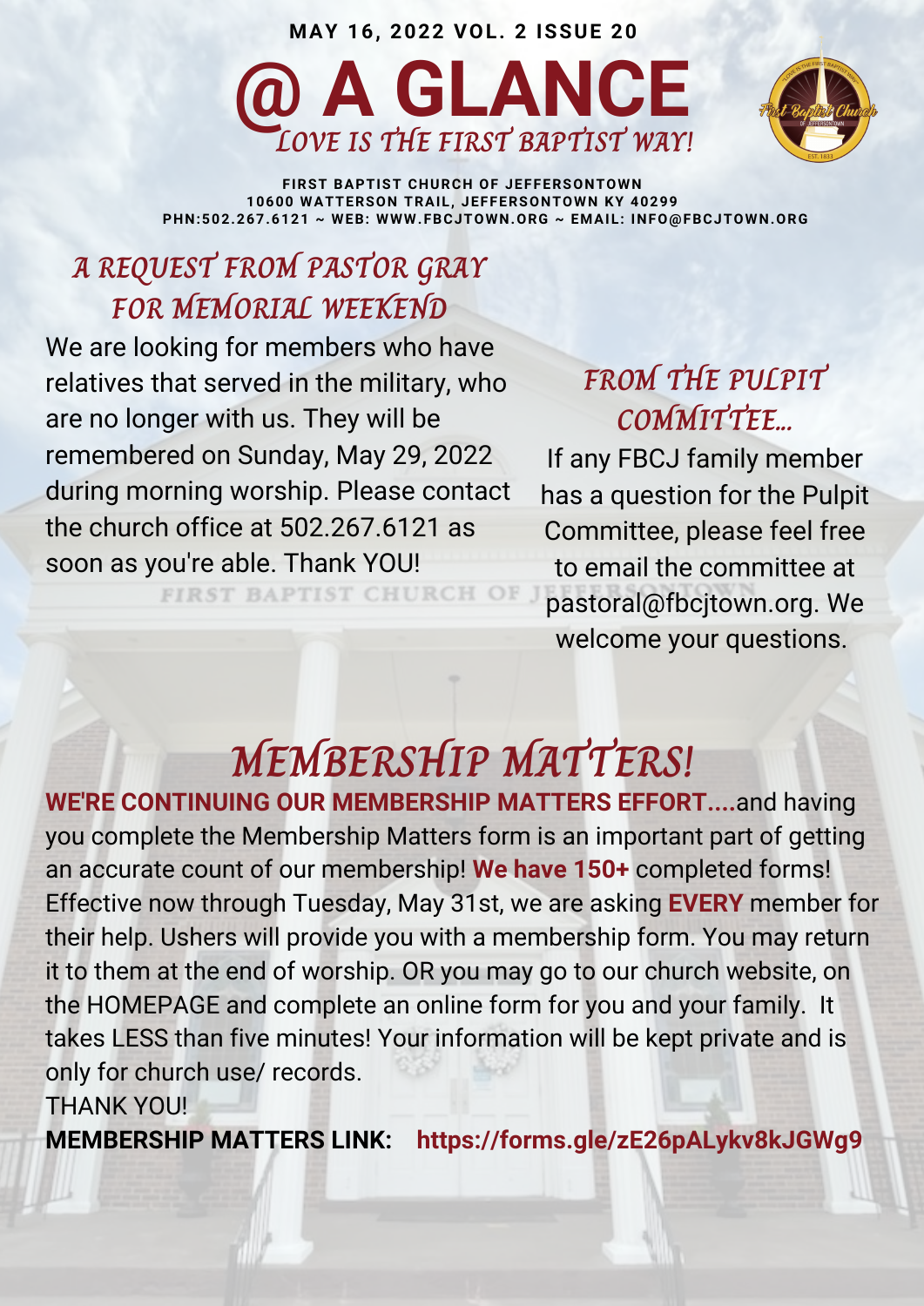MAY 16, 2022 VOL. 2 ISSUE 20

# @ A GLANCE

*LOVE IS THE FIRST BAPTIST WAY!*

**FIRST BAPTIST CHURCH OF JEFFERSONTOWN**
**10600 WATTERSON TRAIL, JEFFERSONTOWN KY 40299**
**PHN:502.267.6121 ~ WEB: WWW.FBCJTOWN.ORG ~ EMAIL: INFO@FBCJTOWN.ORG**

## A REQUEST FROM PASTOR GRAY FOR MEMORIAL WEEKEND

We are looking for members who have relatives that served in the military, who are no longer with us. They will be remembered on Sunday, May 29, 2022 during morning worship. Please contact the church office at 502.267.6121 as soon as you're able. Thank YOU!

## FROM THE PULPIT COMMITTEE...

If any FBCJ family member has a question for the Pulpit Committee, please feel free to email the committee at pastoral@fbcjtown.org. We welcome your questions.

## MEMBERSHIP MATTERS!

**WE'RE CONTINUING OUR MEMBERSHIP MATTERS EFFORT....**and having you complete the Membership Matters form is an important part of getting an accurate count of our membership! **We have 150+** completed forms! Effective now through Tuesday, May 31st, we are asking **EVERY** member for their help. Ushers will provide you with a membership form. You may return it to them at the end of worship. OR you may go to our church website, on the HOMEPAGE and complete an online form for you and your family. It takes LESS than five minutes! Your information will be kept private and is only for church use/ records.

THANK YOU!

**MEMBERSHIP MATTERS LINK:** **https://forms.gle/zE26pALykv8kJGWg9**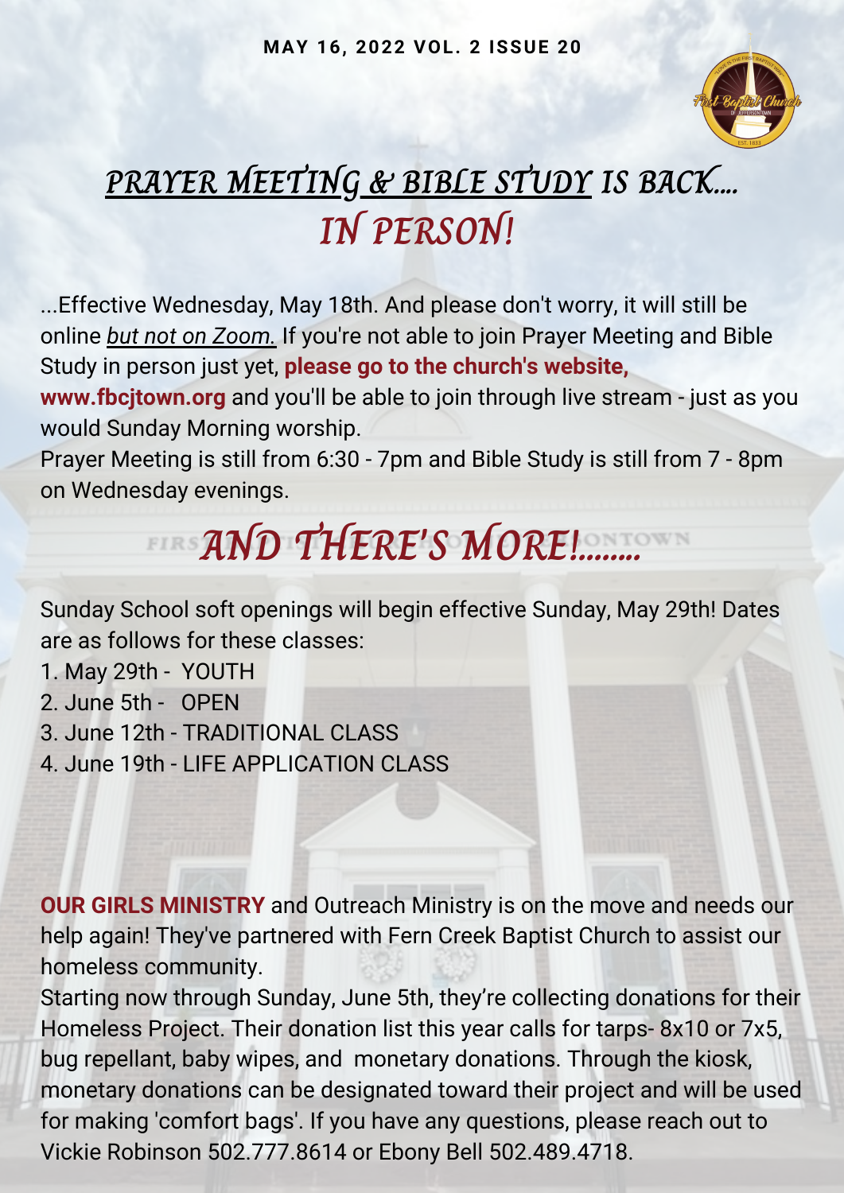**MAY 16, 2022 VOL. 2 ISSUE 20**

# PRAYER MEETING & BIBLE STUDY IS BACK.... IN PERSON!

...Effective Wednesday, May 18th. And please don't worry, it will still be online *but not on Zoom.* If you're not able to join Prayer Meeting and Bible Study in person just yet, **please go to the church's website, www.fbcjtown.org** and you'll be able to join through live stream - just as you would Sunday Morning worship.

Prayer Meeting is still from 6:30 - 7pm and Bible Study is still from 7 - 8pm on Wednesday evenings.

# AND THERE'S MORE!........

Sunday School soft openings will begin effective Sunday, May 29th! Dates are as follows for these classes:

1. May 29th - YOUTH
2. June 5th - OPEN
3. June 12th - TRADITIONAL CLASS
4. June 19th - LIFE APPLICATION CLASS

**OUR GIRLS MINISTRY** and Outreach Ministry is on the move and needs our help again! They've partnered with Fern Creek Baptist Church to assist our homeless community.

Starting now through Sunday, June 5th, they're collecting donations for their Homeless Project. Their donation list this year calls for tarps- 8x10 or 7x5, bug repellant, baby wipes, and monetary donations. Through the kiosk, monetary donations can be designated toward their project and will be used for making 'comfort bags'. If you have any questions, please reach out to Vickie Robinson 502.777.8614 or Ebony Bell 502.489.4718.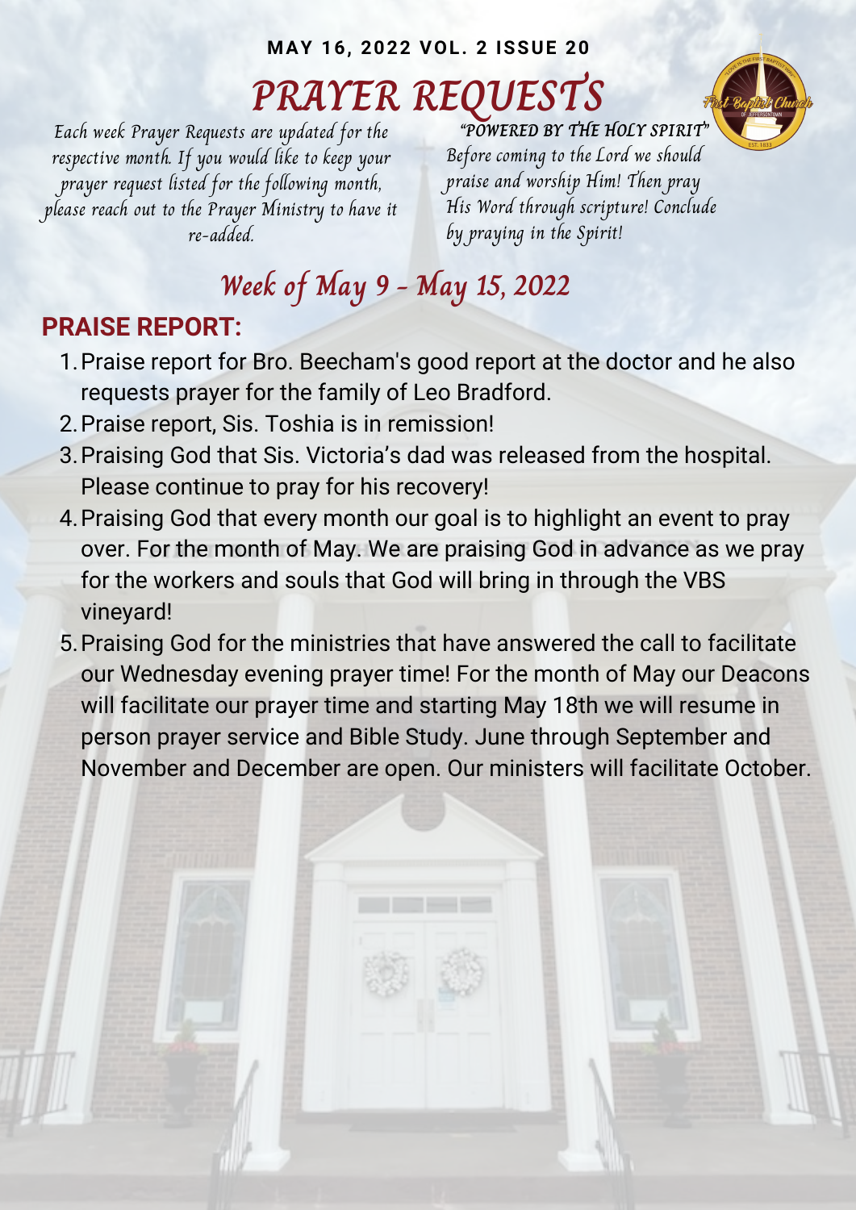MAY 16, 2022 VOL. 2 ISSUE 20

# PRAYER REQUESTS

*Each week Prayer Requests are updated for the respective month. If you would like to keep your prayer request listed for the following month, please reach out to the Prayer Ministry to have it re-added.*

*"POWERED BY THE HOLY SPIRIT"*

*Before coming to the Lord we should praise and worship Him! Then pray His Word through scripture! Conclude by praying in the Spirit!*

## Week of May 9 - May 15, 2022

### PRAISE REPORT:

1. Praise report for Bro. Beecham's good report at the doctor and he also requests prayer for the family of Leo Bradford.
2. Praise report, Sis. Toshia is in remission!
3. Praising God that Sis. Victoria's dad was released from the hospital. Please continue to pray for his recovery!
4. Praising God that every month our goal is to highlight an event to pray over. For the month of May. We are praising God in advance as we pray for the workers and souls that God will bring in through the VBS vineyard!
5. Praising God for the ministries that have answered the call to facilitate our Wednesday evening prayer time! For the month of May our Deacons will facilitate our prayer time and starting May 18th we will resume in person prayer service and Bible Study. June through September and November and December are open. Our ministers will facilitate October.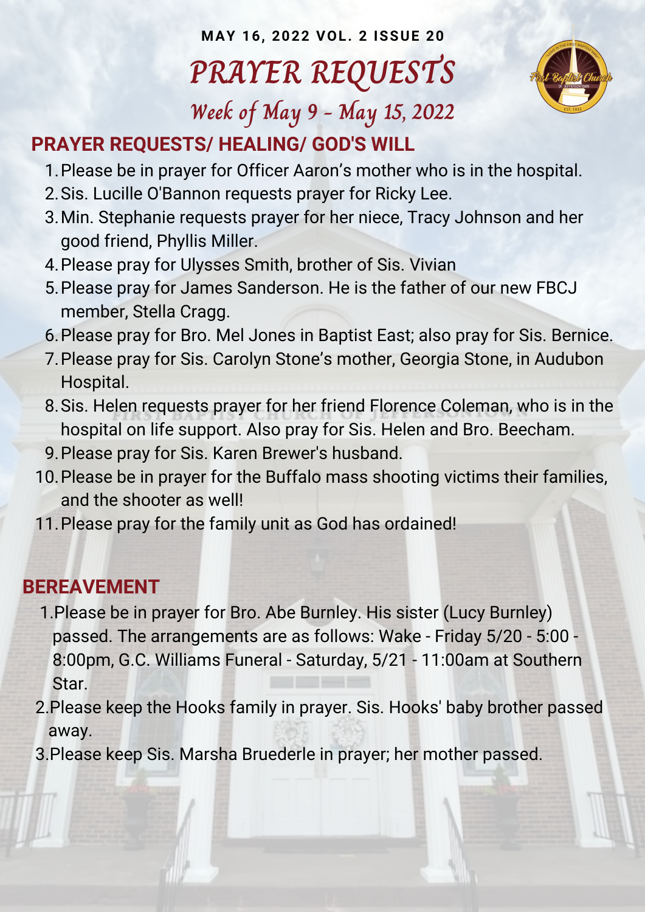MAY 16, 2022 VOL. 2 ISSUE 20

# PRAYER REQUESTS

## Week of May 9 - May 15, 2022

## PRAYER REQUESTS/ HEALING/ GOD'S WILL

1. Please be in prayer for Officer Aaron's mother who is in the hospital.
2. Sis. Lucille O'Bannon requests prayer for Ricky Lee.
3. Min. Stephanie requests prayer for her niece, Tracy Johnson and her good friend, Phyllis Miller.
4. Please pray for Ulysses Smith, brother of Sis. Vivian
5. Please pray for James Sanderson. He is the father of our new FBCJ member, Stella Cragg.
6. Please pray for Bro. Mel Jones in Baptist East; also pray for Sis. Bernice.
7. Please pray for Sis. Carolyn Stone's mother, Georgia Stone, in Audubon Hospital.
8. Sis. Helen requests prayer for her friend Florence Coleman, who is in the hospital on life support. Also pray for Sis. Helen and Bro. Beecham.
9. Please pray for Sis. Karen Brewer's husband.
10. Please be in prayer for the Buffalo mass shooting victims their families, and the shooter as well!
11. Please pray for the family unit as God has ordained!

## BEREAVEMENT

1. Please be in prayer for Bro. Abe Burnley. His sister (Lucy Burnley) passed. The arrangements are as follows: Wake - Friday 5/20 - 5:00 - 8:00pm, G.C. Williams Funeral - Saturday, 5/21 - 11:00am at Southern Star.
2. Please keep the Hooks family in prayer. Sis. Hooks' baby brother passed away.
3. Please keep Sis. Marsha Bruederle in prayer; her mother passed.